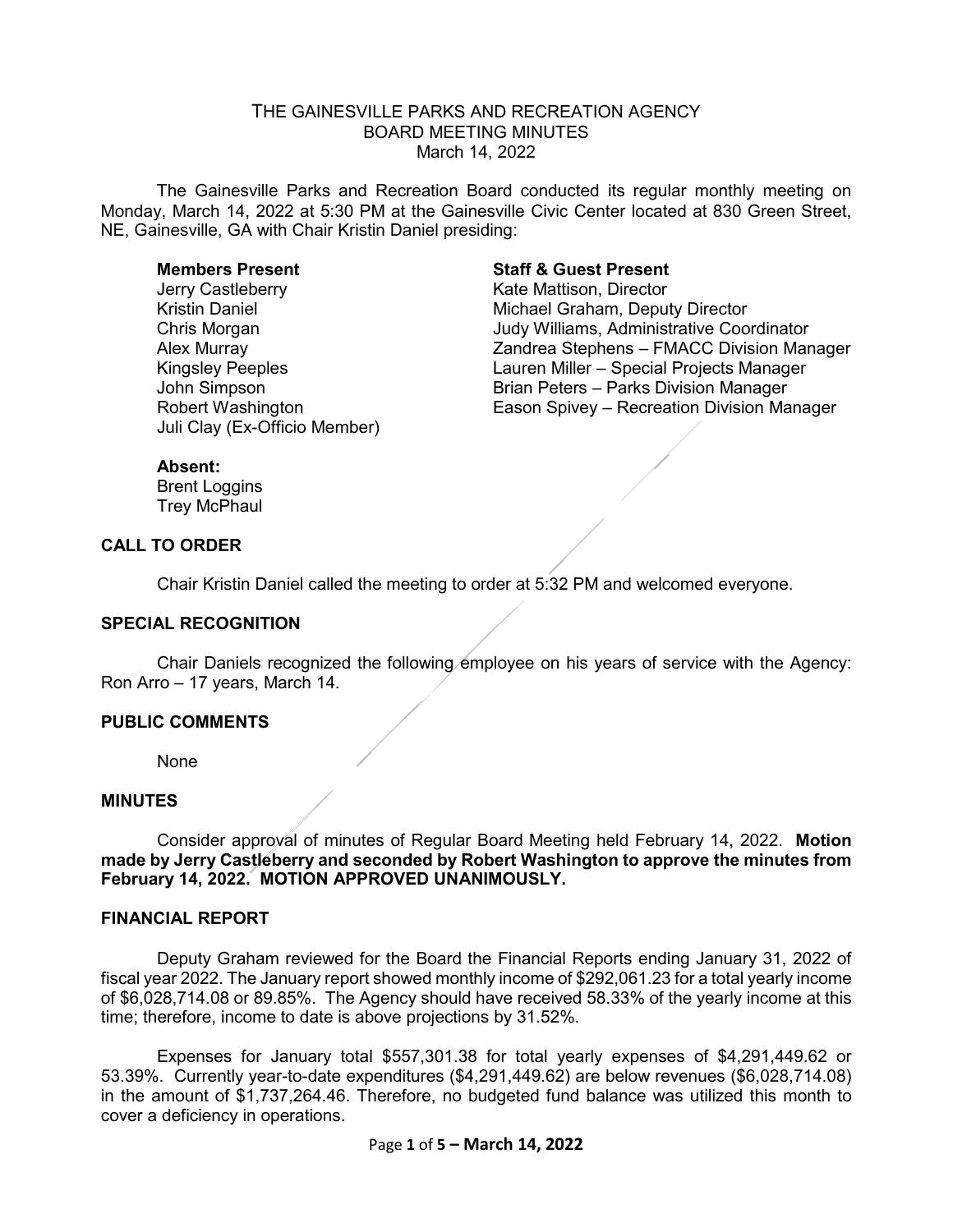# THE GAINESVILLE PARKS AND RECREATION AGENCY
## BOARD MEETING MINUTES
March 14, 2022

The Gainesville Parks and Recreation Board conducted its regular monthly meeting on Monday, March 14, 2022 at 5:30 PM at the Gainesville Civic Center located at 830 Green Street, NE, Gainesville, GA with Chair Kristin Daniel presiding:

**Members Present**
Jerry Castleberry
Kristin Daniel
Chris Morgan
Alex Murray
Kingsley Peeples
John Simpson
Robert Washington
Juli Clay (Ex-Officio Member)

**Staff & Guest Present**
Kate Mattison, Director
Michael Graham, Deputy Director
Judy Williams, Administrative Coordinator
Zandrea Stephens – FMACC Division Manager
Lauren Miller – Special Projects Manager
Brian Peters – Parks Division Manager
Eason Spivey – Recreation Division Manager

**Absent:**
Brent Loggins
Trey McPhaul

### CALL TO ORDER

Chair Kristin Daniel called the meeting to order at 5:32 PM and welcomed everyone.

### SPECIAL RECOGNITION

Chair Daniels recognized the following employee on his years of service with the Agency: Ron Arro – 17 years, March 14.

### PUBLIC COMMENTS

None

### MINUTES

Consider approval of minutes of Regular Board Meeting held February 14, 2022. **Motion made by Jerry Castleberry and seconded by Robert Washington to approve the minutes from February 14, 2022. MOTION APPROVED UNANIMOUSLY.**

### FINANCIAL REPORT

Deputy Graham reviewed for the Board the Financial Reports ending January 31, 2022 of fiscal year 2022. The January report showed monthly income of $292,061.23 for a total yearly income of $6,028,714.08 or 89.85%. The Agency should have received 58.33% of the yearly income at this time; therefore, income to date is above projections by 31.52%.

Expenses for January total $557,301.38 for total yearly expenses of $4,291,449.62 or 53.39%. Currently year-to-date expenditures ($4,291,449.62) are below revenues ($6,028,714.08) in the amount of $1,737,264.46. Therefore, no budgeted fund balance was utilized this month to cover a deficiency in operations.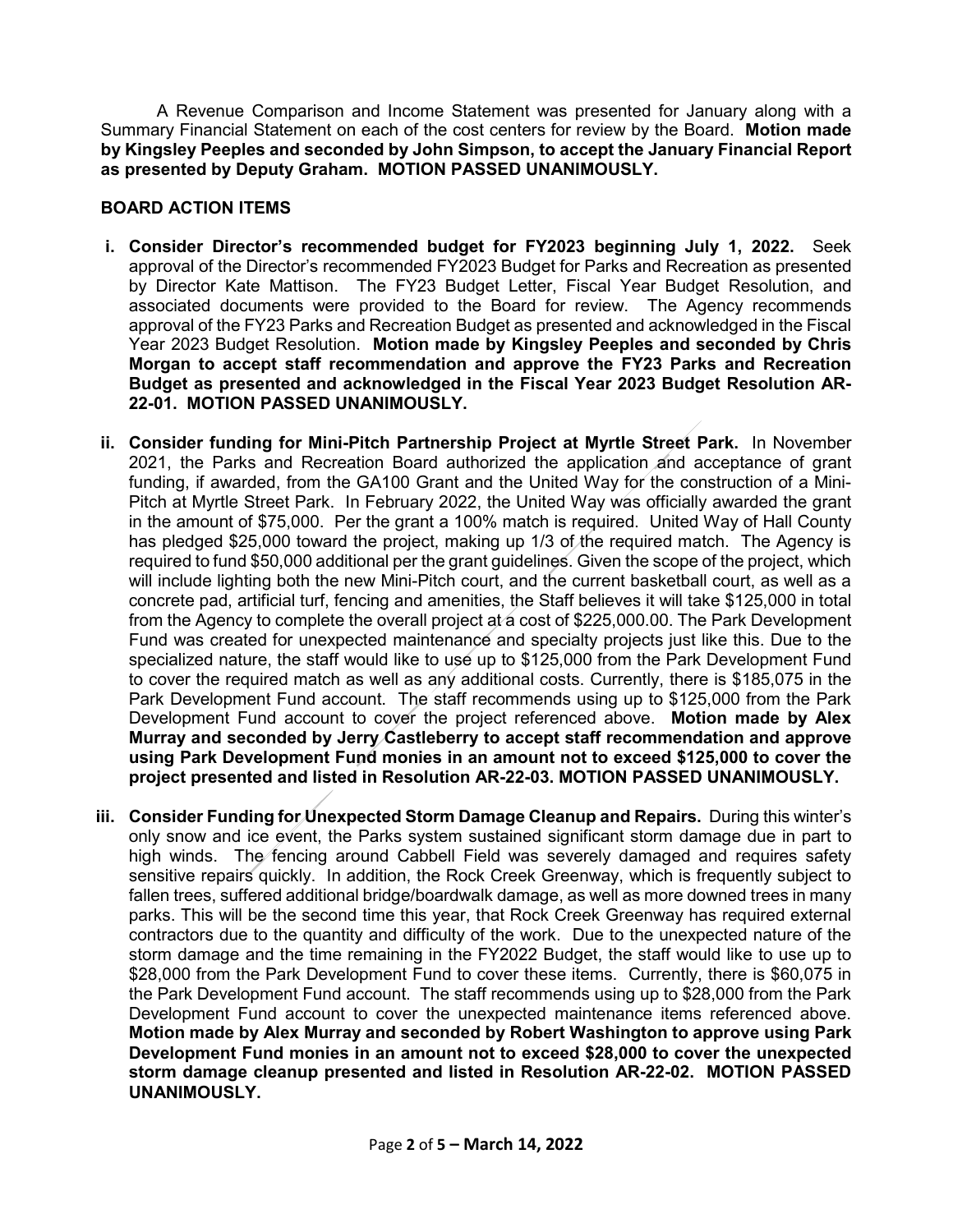A Revenue Comparison and Income Statement was presented for January along with a Summary Financial Statement on each of the cost centers for review by the Board. **Motion made by Kingsley Peeples and seconded by John Simpson, to accept the January Financial Report as presented by Deputy Graham. MOTION PASSED UNANIMOUSLY.**

**BOARD ACTION ITEMS**

- **i. Consider Director's recommended budget for FY2023 beginning July 1, 2022.** Seek approval of the Director's recommended FY2023 Budget for Parks and Recreation as presented by Director Kate Mattison. The FY23 Budget Letter, Fiscal Year Budget Resolution, and associated documents were provided to the Board for review. The Agency recommends approval of the FY23 Parks and Recreation Budget as presented and acknowledged in the Fiscal Year 2023 Budget Resolution. **Motion made by Kingsley Peeples and seconded by Chris Morgan to accept staff recommendation and approve the FY23 Parks and Recreation Budget as presented and acknowledged in the Fiscal Year 2023 Budget Resolution AR-22-01. MOTION PASSED UNANIMOUSLY.**

- **ii. Consider funding for Mini-Pitch Partnership Project at Myrtle Street Park.** In November 2021, the Parks and Recreation Board authorized the application and acceptance of grant funding, if awarded, from the GA100 Grant and the United Way for the construction of a Mini-Pitch at Myrtle Street Park. In February 2022, the United Way was officially awarded the grant in the amount of $75,000. Per the grant a 100% match is required. United Way of Hall County has pledged $25,000 toward the project, making up 1/3 of the required match. The Agency is required to fund $50,000 additional per the grant guidelines. Given the scope of the project, which will include lighting both the new Mini-Pitch court, and the current basketball court, as well as a concrete pad, artificial turf, fencing and amenities, the Staff believes it will take $125,000 in total from the Agency to complete the overall project at a cost of $225,000.00. The Park Development Fund was created for unexpected maintenance and specialty projects just like this. Due to the specialized nature, the staff would like to use up to $125,000 from the Park Development Fund to cover the required match as well as any additional costs. Currently, there is $185,075 in the Park Development Fund account. The staff recommends using up to $125,000 from the Park Development Fund account to cover the project referenced above. **Motion made by Alex Murray and seconded by Jerry Castleberry to accept staff recommendation and approve using Park Development Fund monies in an amount not to exceed $125,000 to cover the project presented and listed in Resolution AR-22-03. MOTION PASSED UNANIMOUSLY.**

- **iii. Consider Funding for Unexpected Storm Damage Cleanup and Repairs.** During this winter's only snow and ice event, the Parks system sustained significant storm damage due in part to high winds. The fencing around Cabbell Field was severely damaged and requires safety sensitive repairs quickly. In addition, the Rock Creek Greenway, which is frequently subject to fallen trees, suffered additional bridge/boardwalk damage, as well as more downed trees in many parks. This will be the second time this year, that Rock Creek Greenway has required external contractors due to the quantity and difficulty of the work. Due to the unexpected nature of the storm damage and the time remaining in the FY2022 Budget, the staff would like to use up to $28,000 from the Park Development Fund to cover these items. Currently, there is $60,075 in the Park Development Fund account. The staff recommends using up to $28,000 from the Park Development Fund account to cover the unexpected maintenance items referenced above. **Motion made by Alex Murray and seconded by Robert Washington to approve using Park Development Fund monies in an amount not to exceed $28,000 to cover the unexpected storm damage cleanup presented and listed in Resolution AR-22-02. MOTION PASSED UNANIMOUSLY.**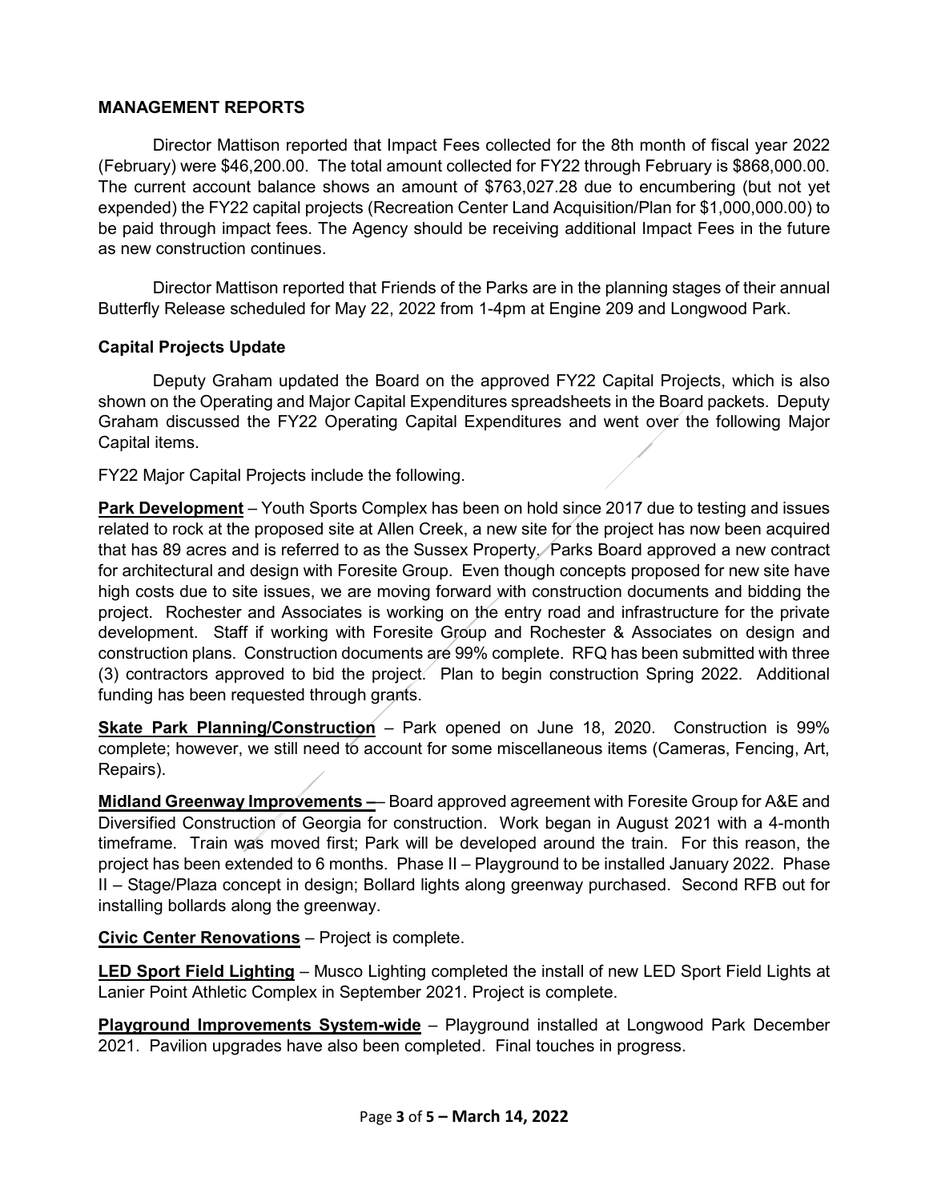## MANAGEMENT REPORTS

Director Mattison reported that Impact Fees collected for the 8th month of fiscal year 2022 (February) were $46,200.00. The total amount collected for FY22 through February is $868,000.00. The current account balance shows an amount of $763,027.28 due to encumbering (but not yet expended) the FY22 capital projects (Recreation Center Land Acquisition/Plan for $1,000,000.00) to be paid through impact fees. The Agency should be receiving additional Impact Fees in the future as new construction continues.

Director Mattison reported that Friends of the Parks are in the planning stages of their annual Butterfly Release scheduled for May 22, 2022 from 1-4pm at Engine 209 and Longwood Park.

### Capital Projects Update

Deputy Graham updated the Board on the approved FY22 Capital Projects, which is also shown on the Operating and Major Capital Expenditures spreadsheets in the Board packets. Deputy Graham discussed the FY22 Operating Capital Expenditures and went over the following Major Capital items.

FY22 Major Capital Projects include the following.

**Park Development** – Youth Sports Complex has been on hold since 2017 due to testing and issues related to rock at the proposed site at Allen Creek, a new site for the project has now been acquired that has 89 acres and is referred to as the Sussex Property. Parks Board approved a new contract for architectural and design with Foresite Group. Even though concepts proposed for new site have high costs due to site issues, we are moving forward with construction documents and bidding the project. Rochester and Associates is working on the entry road and infrastructure for the private development. Staff if working with Foresite Group and Rochester & Associates on design and construction plans. Construction documents are 99% complete. RFQ has been submitted with three (3) contractors approved to bid the project. Plan to begin construction Spring 2022. Additional funding has been requested through grants.

**Skate Park Planning/Construction** – Park opened on June 18, 2020. Construction is 99% complete; however, we still need to account for some miscellaneous items (Cameras, Fencing, Art, Repairs).

**Midland Greenway Improvements –**– Board approved agreement with Foresite Group for A&E and Diversified Construction of Georgia for construction. Work began in August 2021 with a 4-month timeframe. Train was moved first; Park will be developed around the train. For this reason, the project has been extended to 6 months. Phase II – Playground to be installed January 2022. Phase II – Stage/Plaza concept in design; Bollard lights along greenway purchased. Second RFB out for installing bollards along the greenway.

**Civic Center Renovations** – Project is complete.

**LED Sport Field Lighting** – Musco Lighting completed the install of new LED Sport Field Lights at Lanier Point Athletic Complex in September 2021. Project is complete.

**Playground Improvements System-wide** – Playground installed at Longwood Park December 2021. Pavilion upgrades have also been completed. Final touches in progress.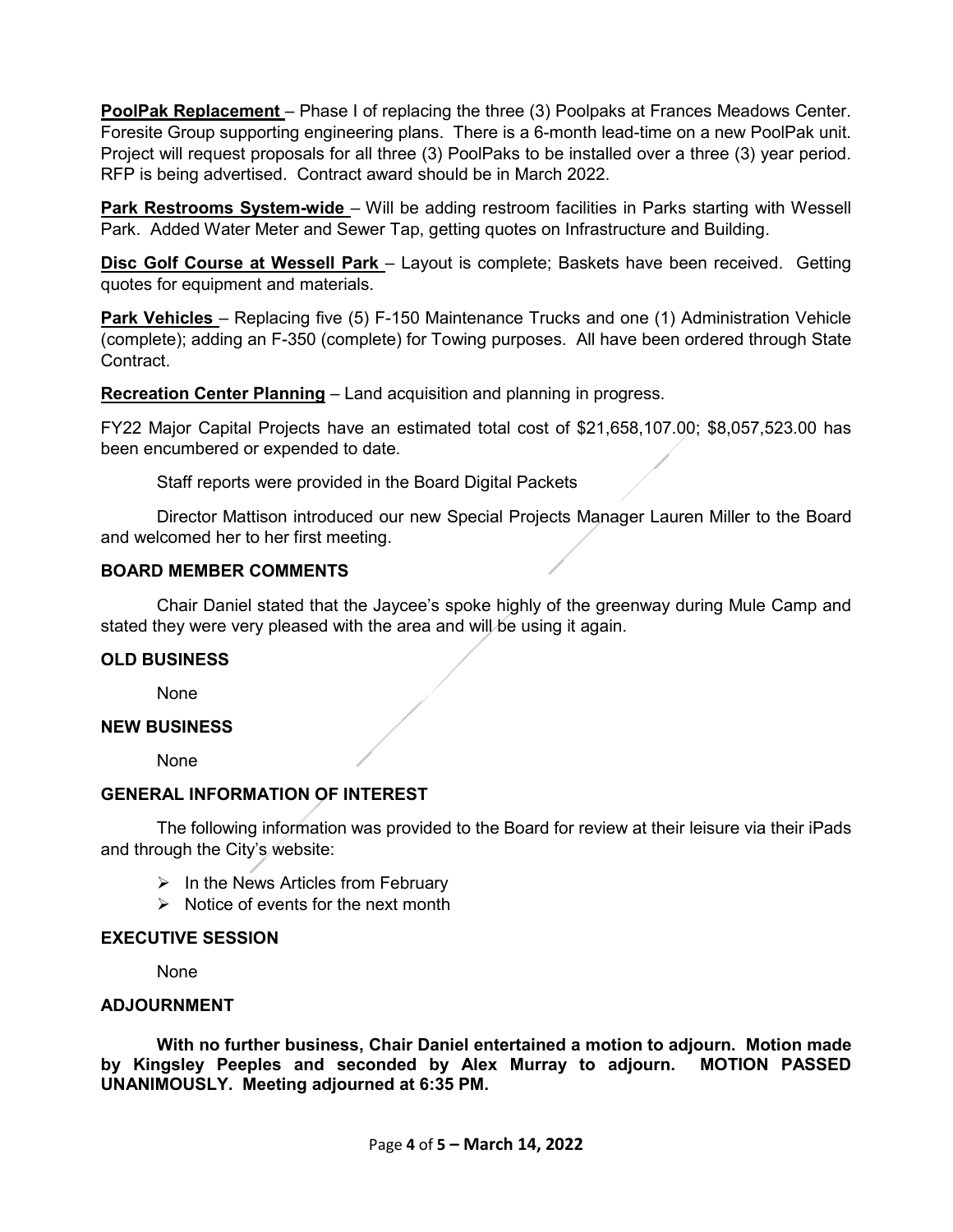**PoolPak Replacement** – Phase I of replacing the three (3) Poolpaks at Frances Meadows Center. Foresite Group supporting engineering plans. There is a 6-month lead-time on a new PoolPak unit. Project will request proposals for all three (3) PoolPaks to be installed over a three (3) year period. RFP is being advertised. Contract award should be in March 2022.

**Park Restrooms System-wide** – Will be adding restroom facilities in Parks starting with Wessell Park. Added Water Meter and Sewer Tap, getting quotes on Infrastructure and Building.

**Disc Golf Course at Wessell Park** – Layout is complete; Baskets have been received. Getting quotes for equipment and materials.

**Park Vehicles** – Replacing five (5) F-150 Maintenance Trucks and one (1) Administration Vehicle (complete); adding an F-350 (complete) for Towing purposes. All have been ordered through State Contract.

**Recreation Center Planning** – Land acquisition and planning in progress.

FY22 Major Capital Projects have an estimated total cost of $21,658,107.00; $8,057,523.00 has been encumbered or expended to date.

Staff reports were provided in the Board Digital Packets

Director Mattison introduced our new Special Projects Manager Lauren Miller to the Board and welcomed her to her first meeting.

**BOARD MEMBER COMMENTS**

Chair Daniel stated that the Jaycee's spoke highly of the greenway during Mule Camp and stated they were very pleased with the area and will be using it again.

**OLD BUSINESS**

None

**NEW BUSINESS**

None

**GENERAL INFORMATION OF INTEREST**

The following information was provided to the Board for review at their leisure via their iPads and through the City's website:

- In the News Articles from February
- Notice of events for the next month

**EXECUTIVE SESSION**

None

**ADJOURNMENT**

**With no further business, Chair Daniel entertained a motion to adjourn. Motion made by Kingsley Peeples and seconded by Alex Murray to adjourn. MOTION PASSED UNANIMOUSLY. Meeting adjourned at 6:35 PM.**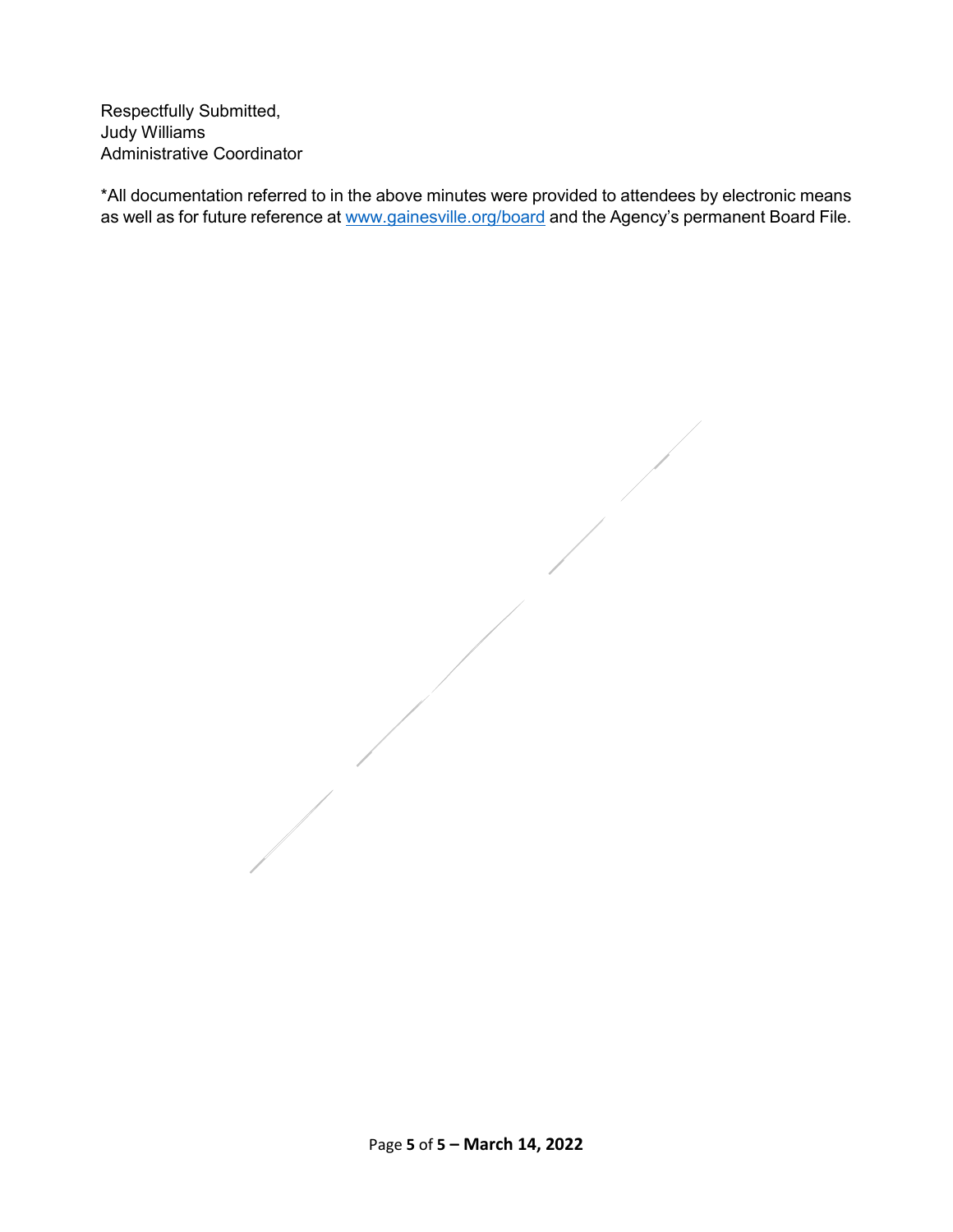Respectfully Submitted,
Judy Williams
Administrative Coordinator

*All documentation referred to in the above minutes were provided to attendees by electronic means as well as for future reference at www.gainesville.org/board and the Agency's permanent Board File.